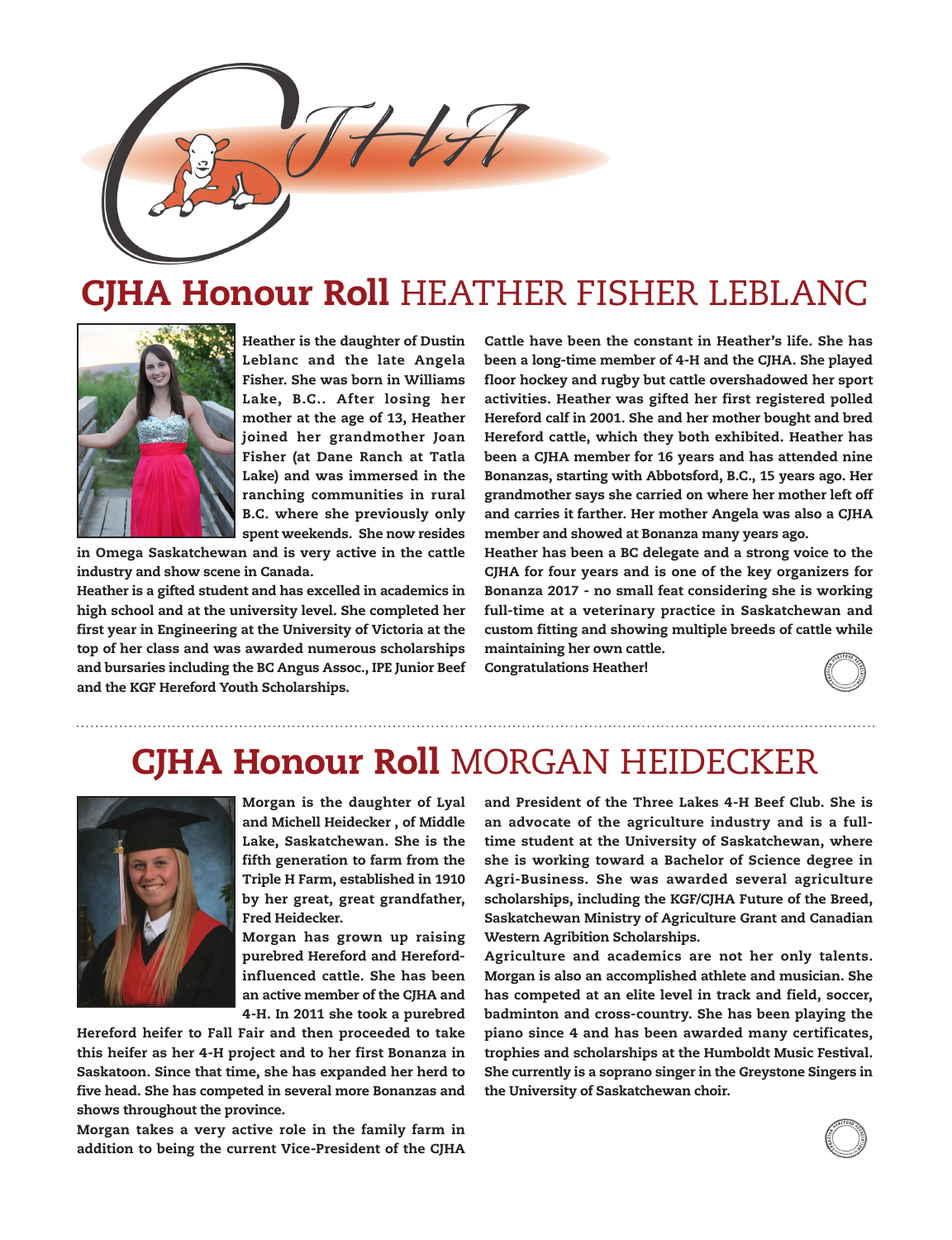# CJHA Honour Roll HEATHER FISHER LEBLANC

Heather is the daughter of Dustin Leblanc and the late Angela Fisher. She was born in Williams Lake, B.C.. After losing her mother at the age of 13, Heather joined her grandmother Joan Fisher (at Dane Ranch at Tatla Lake) and was immersed in the ranching communities in rural B.C. where she previously only spent weekends. She now resides in Omega Saskatchewan and is very active in the cattle industry and show scene in Canada.

Heather is a gifted student and has excelled in academics in high school and at the university level. She completed her first year in Engineering at the University of Victoria at the top of her class and was awarded numerous scholarships and bursaries including the BC Angus Assoc., IPE Junior Beef and the KGF Hereford Youth Scholarships.

Cattle have been the constant in Heather's life. She has been a long-time member of 4-H and the CJHA. She played floor hockey and rugby but cattle overshadowed her sport activities. Heather was gifted her first registered polled Hereford calf in 2001. She and her mother bought and bred Hereford cattle, which they both exhibited. Heather has been a CJHA member for 16 years and has attended nine Bonanzas, starting with Abbotsford, B.C., 15 years ago. Her grandmother says she carried on where her mother left off and carries it farther. Her mother Angela was also a CJHA member and showed at Bonanza many years ago.

Heather has been a BC delegate and a strong voice to the CJHA for four years and is one of the key organizers for Bonanza 2017 - no small feat considering she is working full-time at a veterinary practice in Saskatchewan and custom fitting and showing multiple breeds of cattle while maintaining her own cattle.

Congratulations Heather!

# CJHA Honour Roll MORGAN HEIDECKER

Morgan is the daughter of Lyal and Michell Heidecker , of Middle Lake, Saskatchewan. She is the fifth generation to farm from the Triple H Farm, established in 1910 by her great, great grandfather, Fred Heidecker.

Morgan has grown up raising purebred Hereford and Hereford-influenced cattle. She has been an active member of the CJHA and 4-H. In 2011 she took a purebred Hereford heifer to Fall Fair and then proceeded to take this heifer as her 4-H project and to her first Bonanza in Saskatoon. Since that time, she has expanded her herd to five head. She has competed in several more Bonanzas and shows throughout the province.

Morgan takes a very active role in the family farm in addition to being the current Vice-President of the CJHA and President of the Three Lakes 4-H Beef Club. She is an advocate of the agriculture industry and is a full-time student at the University of Saskatchewan, where she is working toward a Bachelor of Science degree in Agri-Business. She was awarded several agriculture scholarships, including the KGF/CJHA Future of the Breed, Saskatchewan Ministry of Agriculture Grant and Canadian Western Agribition Scholarships.

Agriculture and academics are not her only talents. Morgan is also an accomplished athlete and musician. She has competed at an elite level in track and field, soccer, badminton and cross-country. She has been playing the piano since 4 and has been awarded many certificates, trophies and scholarships at the Humboldt Music Festival. She currently is a soprano singer in the Greystone Singers in the University of Saskatchewan choir.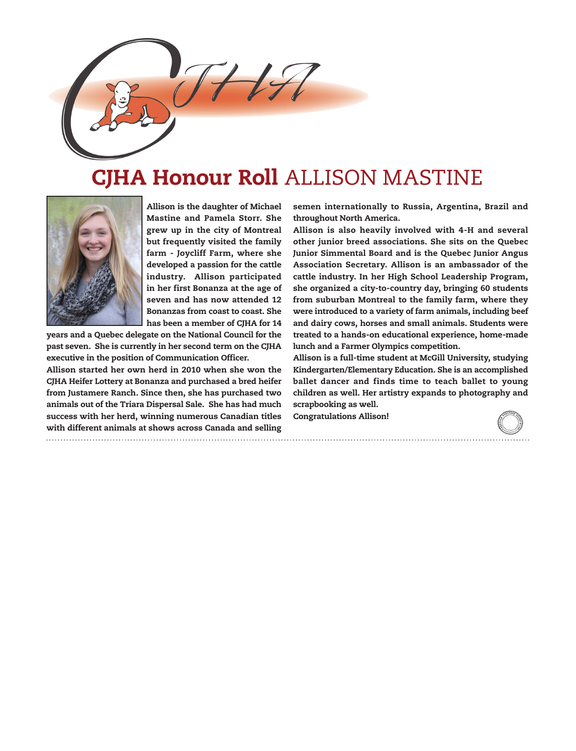# CJHA Honour Roll ALLISON MASTINE

Allison is the daughter of Michael Mastine and Pamela Storr. She grew up in the city of Montreal but frequently visited the family farm - Joycliff Farm, where she developed a passion for the cattle industry. Allison participated in her first Bonanza at the age of seven and has now attended 12 Bonanzas from coast to coast. She has been a member of CJHA for 14 years and a Quebec delegate on the National Council for the past seven. She is currently in her second term on the CJHA executive in the position of Communication Officer.

Allison started her own herd in 2010 when she won the CJHA Heifer Lottery at Bonanza and purchased a bred heifer from Justamere Ranch. Since then, she has purchased two animals out of the Triara Dispersal Sale. She has had much success with her herd, winning numerous Canadian titles with different animals at shows across Canada and selling semen internationally to Russia, Argentina, Brazil and throughout North America.

Allison is also heavily involved with 4-H and several other junior breed associations. She sits on the Quebec Junior Simmental Board and is the Quebec Junior Angus Association Secretary. Allison is an ambassador of the cattle industry. In her High School Leadership Program, she organized a city-to-country day, bringing 60 students from suburban Montreal to the family farm, where they were introduced to a variety of farm animals, including beef and dairy cows, horses and small animals. Students were treated to a hands-on educational experience, home-made lunch and a Farmer Olympics competition.

Allison is a full-time student at McGill University, studying Kindergarten/Elementary Education. She is an accomplished ballet dancer and finds time to teach ballet to young children as well. Her artistry expands to photography and scrapbooking as well.

Congratulations Allison!